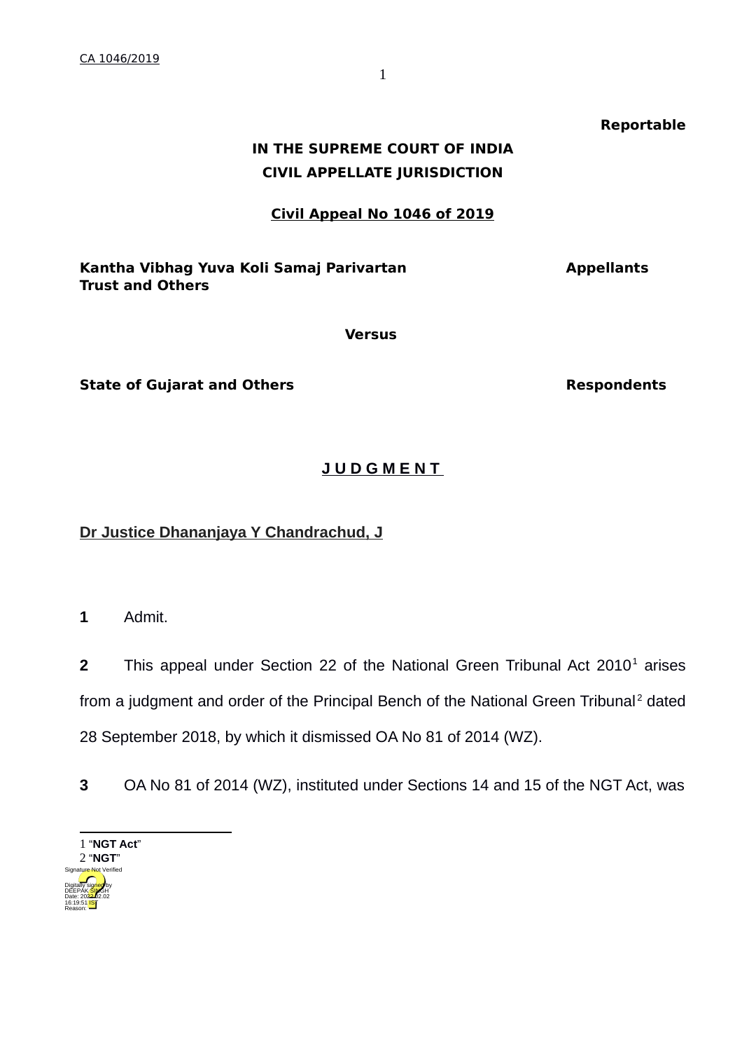**Reportable**

**IN THE SUPREME COURT OF INDIA**

**CIVIL APPELLATE JURISDICTION**

**Civil Appeal No 1046 of 2019**

**Kantha Vibhag Yuva Koli Samaj Parivartan Trust and Others** — **Appellants**

**Versus**

**State of Gujarat and Others** — **Respondents**

**J U D G M E N T**

**Dr Justice Dhananjaya Y Chandrachud, J**

**1** Admit.

**2** This appeal under Section 22 of the National Green Tribunal Act 2010[1] arises from a judgment and order of the Principal Bench of the National Green Tribunal[2] dated 28 September 2018, by which it dismissed OA No 81 of 2014 (WZ).

**3** OA No 81 of 2014 (WZ), instituted under Sections 14 and 15 of the NGT Act, was

---

1 "**NGT Act**"

2 "**NGT**"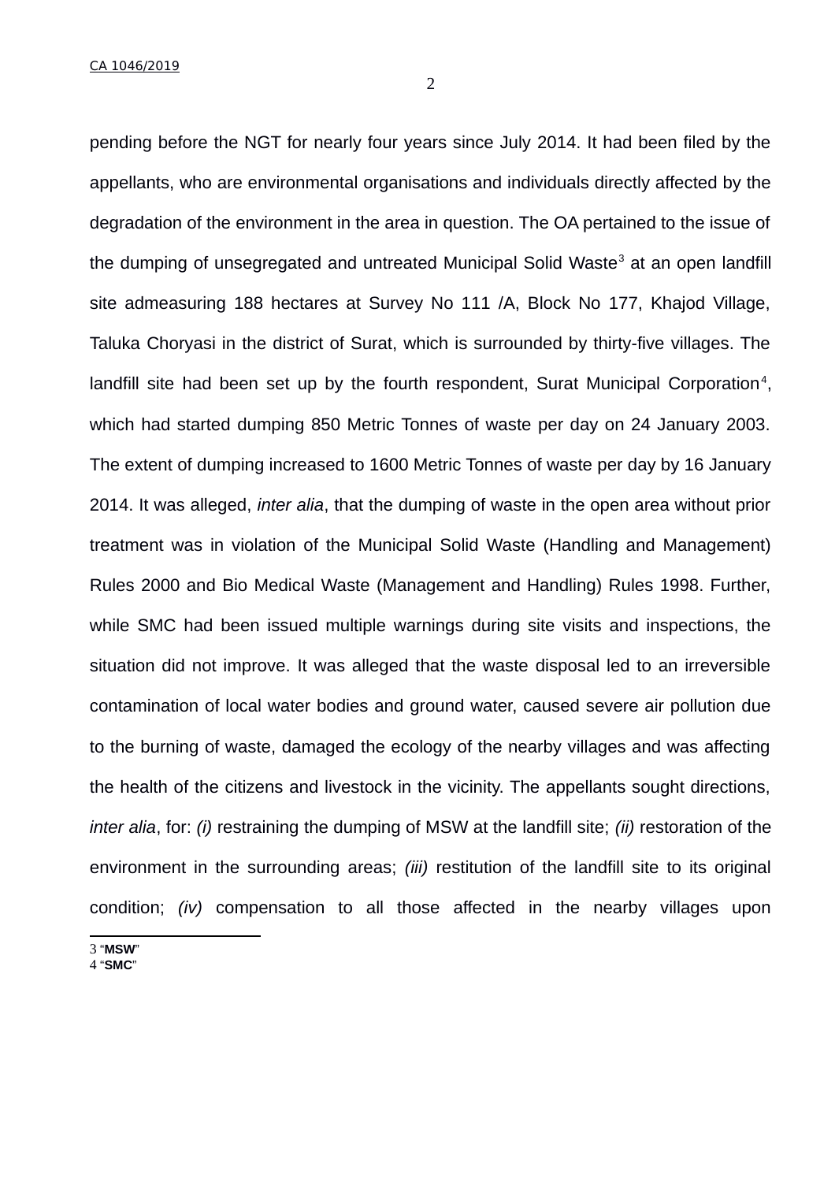pending before the NGT for nearly four years since July 2014. It had been filed by the appellants, who are environmental organisations and individuals directly affected by the degradation of the environment in the area in question. The OA pertained to the issue of the dumping of unsegregated and untreated Municipal Solid Waste[3] at an open landfill site admeasuring 188 hectares at Survey No 111 /A, Block No 177, Khajod Village, Taluka Choryasi in the district of Surat, which is surrounded by thirty-five villages. The landfill site had been set up by the fourth respondent, Surat Municipal Corporation[4], which had started dumping 850 Metric Tonnes of waste per day on 24 January 2003. The extent of dumping increased to 1600 Metric Tonnes of waste per day by 16 January 2014. It was alleged, *inter alia*, that the dumping of waste in the open area without prior treatment was in violation of the Municipal Solid Waste (Handling and Management) Rules 2000 and Bio Medical Waste (Management and Handling) Rules 1998. Further, while SMC had been issued multiple warnings during site visits and inspections, the situation did not improve. It was alleged that the waste disposal led to an irreversible contamination of local water bodies and ground water, caused severe air pollution due to the burning of waste, damaged the ecology of the nearby villages and was affecting the health of the citizens and livestock in the vicinity. The appellants sought directions, *inter alia*, for: *(i)* restraining the dumping of MSW at the landfill site; *(ii)* restoration of the environment in the surrounding areas; *(iii)* restitution of the landfill site to its original condition; *(iv)* compensation to all those affected in the nearby villages upon

---

3 "**MSW**"
4 "**SMC**"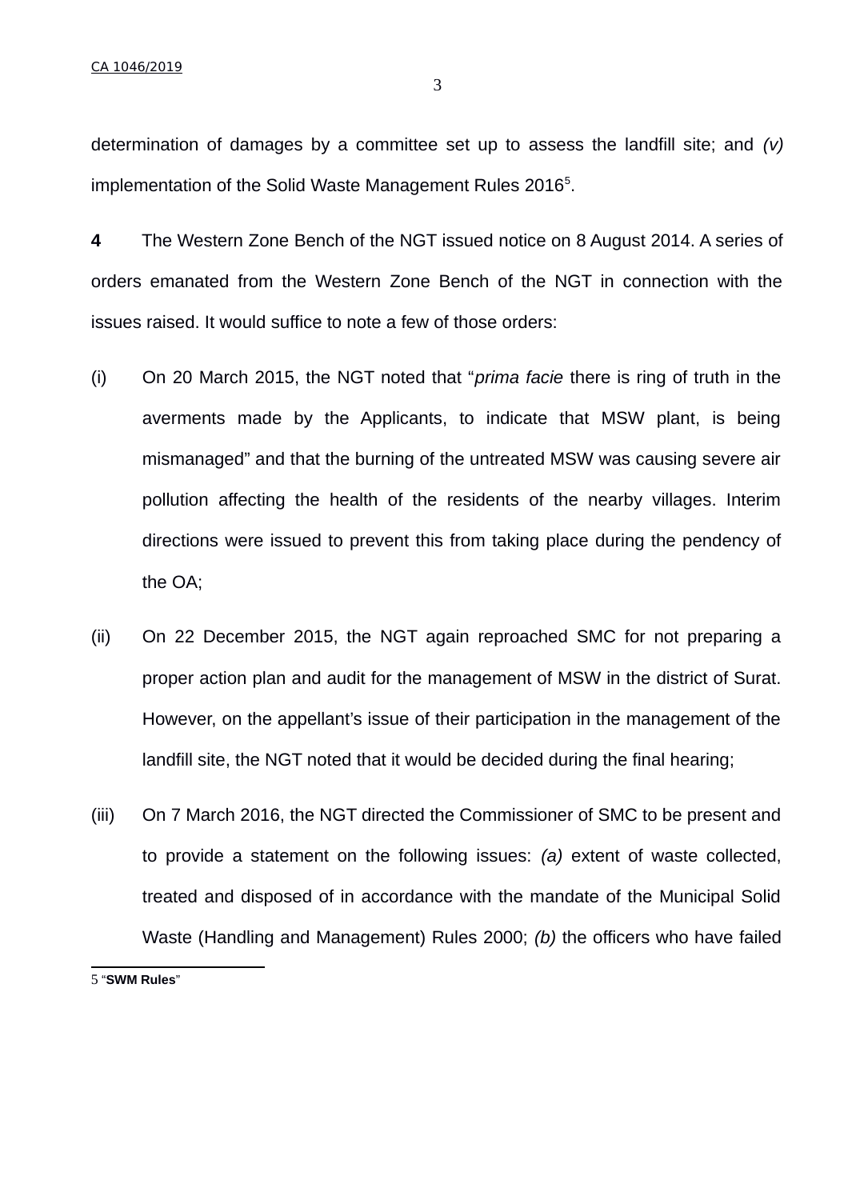determination of damages by a committee set up to assess the landfill site; and *(v)* implementation of the Solid Waste Management Rules 2016[5].

**4** The Western Zone Bench of the NGT issued notice on 8 August 2014. A series of orders emanated from the Western Zone Bench of the NGT in connection with the issues raised. It would suffice to note a few of those orders:

(i) On 20 March 2015, the NGT noted that "*prima facie* there is ring of truth in the averments made by the Applicants, to indicate that MSW plant, is being mismanaged" and that the burning of the untreated MSW was causing severe air pollution affecting the health of the residents of the nearby villages. Interim directions were issued to prevent this from taking place during the pendency of the OA;

(ii) On 22 December 2015, the NGT again reproached SMC for not preparing a proper action plan and audit for the management of MSW in the district of Surat. However, on the appellant's issue of their participation in the management of the landfill site, the NGT noted that it would be decided during the final hearing;

(iii) On 7 March 2016, the NGT directed the Commissioner of SMC to be present and to provide a statement on the following issues: *(a)* extent of waste collected, treated and disposed of in accordance with the mandate of the Municipal Solid Waste (Handling and Management) Rules 2000; *(b)* the officers who have failed

---

5 "**SWM Rules**"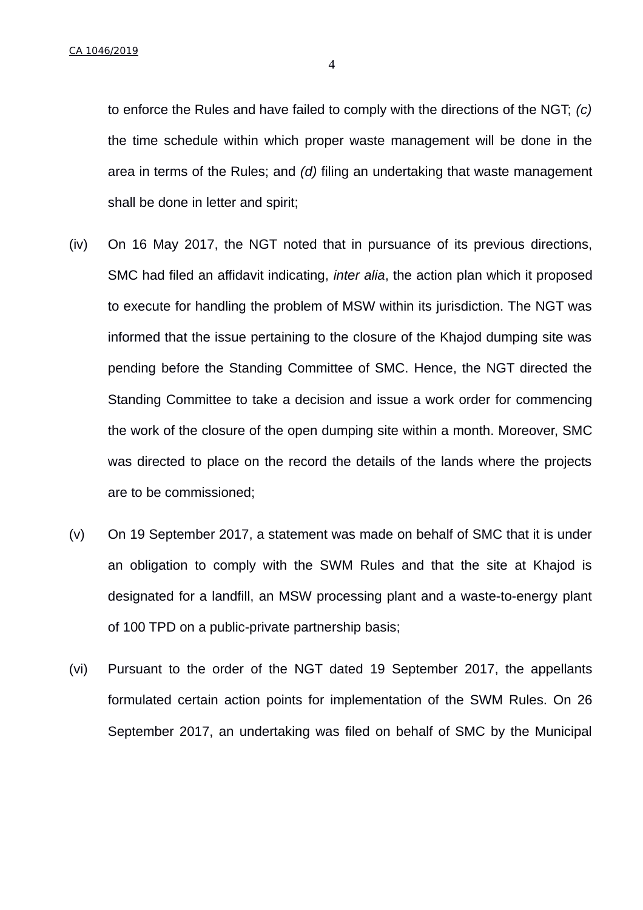to enforce the Rules and have failed to comply with the directions of the NGT; *(c)* the time schedule within which proper waste management will be done in the area in terms of the Rules; and *(d)* filing an undertaking that waste management shall be done in letter and spirit;

(iv) On 16 May 2017, the NGT noted that in pursuance of its previous directions, SMC had filed an affidavit indicating, *inter alia*, the action plan which it proposed to execute for handling the problem of MSW within its jurisdiction. The NGT was informed that the issue pertaining to the closure of the Khajod dumping site was pending before the Standing Committee of SMC. Hence, the NGT directed the Standing Committee to take a decision and issue a work order for commencing the work of the closure of the open dumping site within a month. Moreover, SMC was directed to place on the record the details of the lands where the projects are to be commissioned;

(v) On 19 September 2017, a statement was made on behalf of SMC that it is under an obligation to comply with the SWM Rules and that the site at Khajod is designated for a landfill, an MSW processing plant and a waste-to-energy plant of 100 TPD on a public-private partnership basis;

(vi) Pursuant to the order of the NGT dated 19 September 2017, the appellants formulated certain action points for implementation of the SWM Rules. On 26 September 2017, an undertaking was filed on behalf of SMC by the Municipal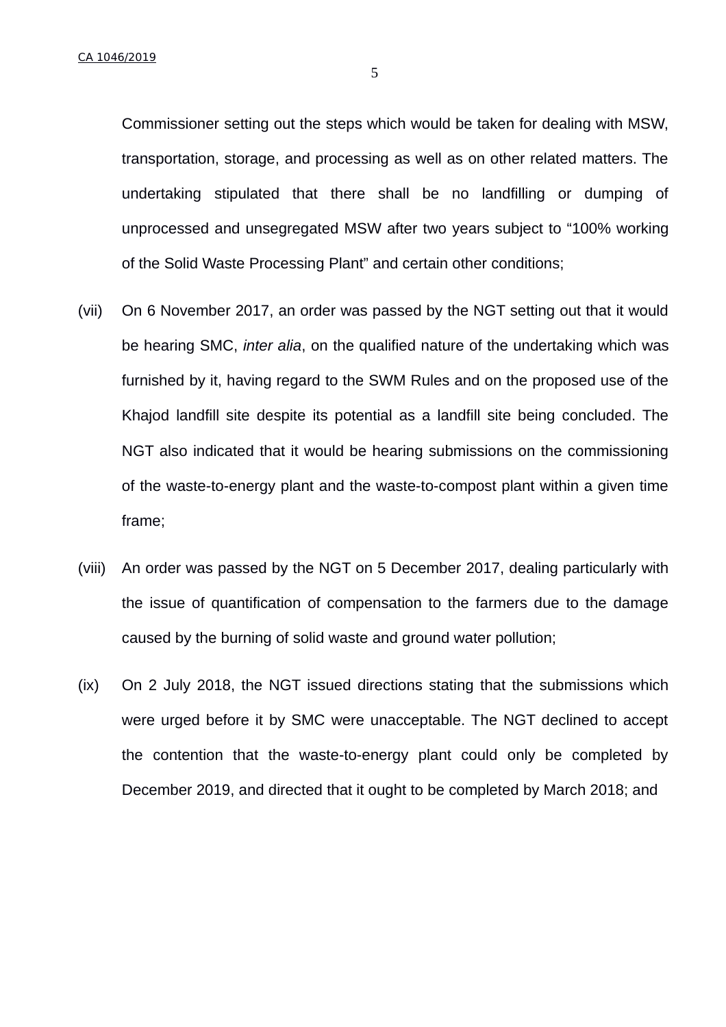Commissioner setting out the steps which would be taken for dealing with MSW, transportation, storage, and processing as well as on other related matters. The undertaking stipulated that there shall be no landfilling or dumping of unprocessed and unsegregated MSW after two years subject to "100% working of the Solid Waste Processing Plant" and certain other conditions;

(vii) On 6 November 2017, an order was passed by the NGT setting out that it would be hearing SMC, *inter alia*, on the qualified nature of the undertaking which was furnished by it, having regard to the SWM Rules and on the proposed use of the Khajod landfill site despite its potential as a landfill site being concluded. The NGT also indicated that it would be hearing submissions on the commissioning of the waste-to-energy plant and the waste-to-compost plant within a given time frame;

(viii) An order was passed by the NGT on 5 December 2017, dealing particularly with the issue of quantification of compensation to the farmers due to the damage caused by the burning of solid waste and ground water pollution;

(ix) On 2 July 2018, the NGT issued directions stating that the submissions which were urged before it by SMC were unacceptable. The NGT declined to accept the contention that the waste-to-energy plant could only be completed by December 2019, and directed that it ought to be completed by March 2018; and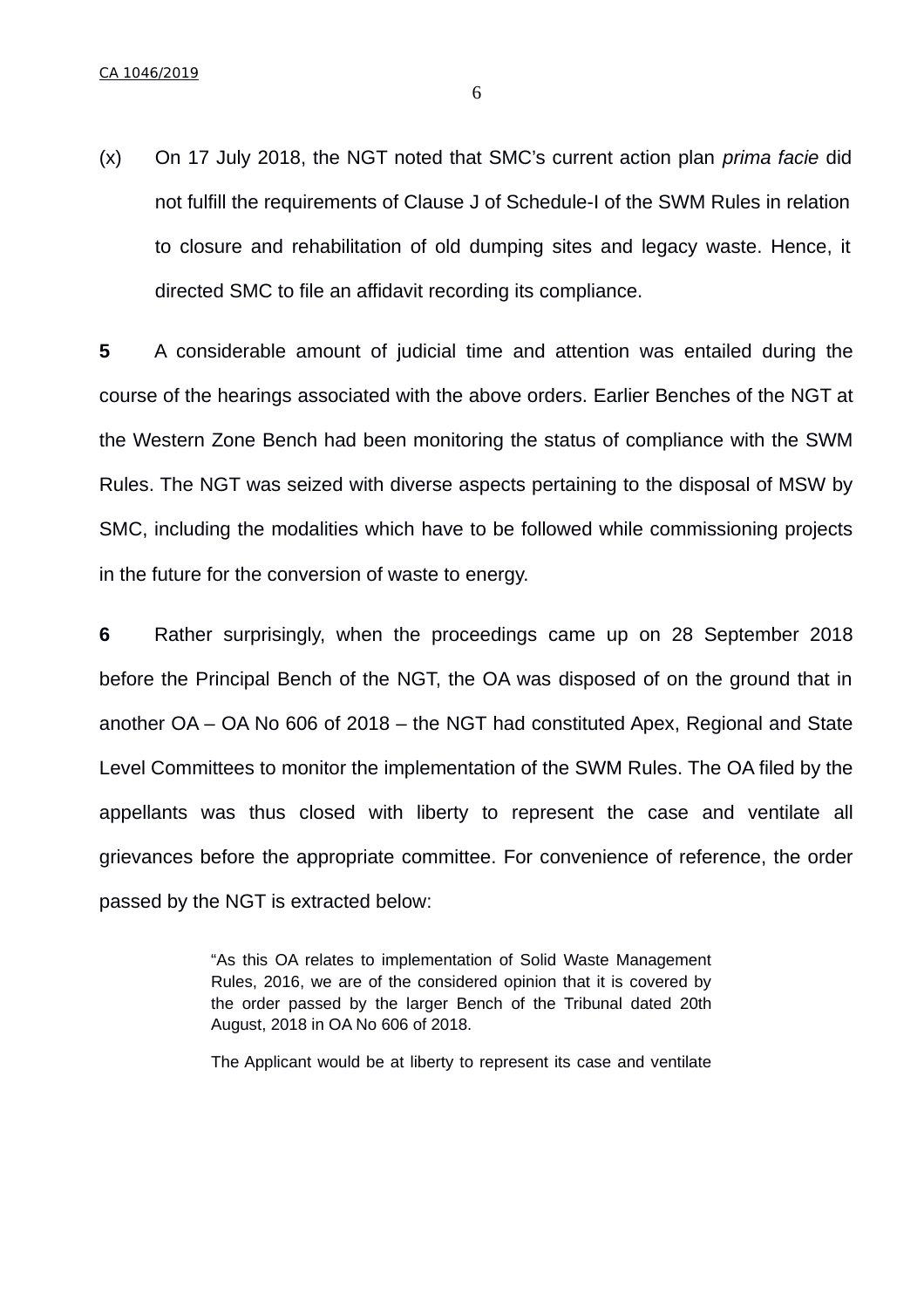(x) On 17 July 2018, the NGT noted that SMC's current action plan *prima facie* did not fulfill the requirements of Clause J of Schedule-I of the SWM Rules in relation to closure and rehabilitation of old dumping sites and legacy waste. Hence, it directed SMC to file an affidavit recording its compliance.

**5** A considerable amount of judicial time and attention was entailed during the course of the hearings associated with the above orders. Earlier Benches of the NGT at the Western Zone Bench had been monitoring the status of compliance with the SWM Rules. The NGT was seized with diverse aspects pertaining to the disposal of MSW by SMC, including the modalities which have to be followed while commissioning projects in the future for the conversion of waste to energy.

**6** Rather surprisingly, when the proceedings came up on 28 September 2018 before the Principal Bench of the NGT, the OA was disposed of on the ground that in another OA – OA No 606 of 2018 – the NGT had constituted Apex, Regional and State Level Committees to monitor the implementation of the SWM Rules. The OA filed by the appellants was thus closed with liberty to represent the case and ventilate all grievances before the appropriate committee. For convenience of reference, the order passed by the NGT is extracted below:

> "As this OA relates to implementation of Solid Waste Management Rules, 2016, we are of the considered opinion that it is covered by the order passed by the larger Bench of the Tribunal dated 20th August, 2018 in OA No 606 of 2018.
>
> The Applicant would be at liberty to represent its case and ventilate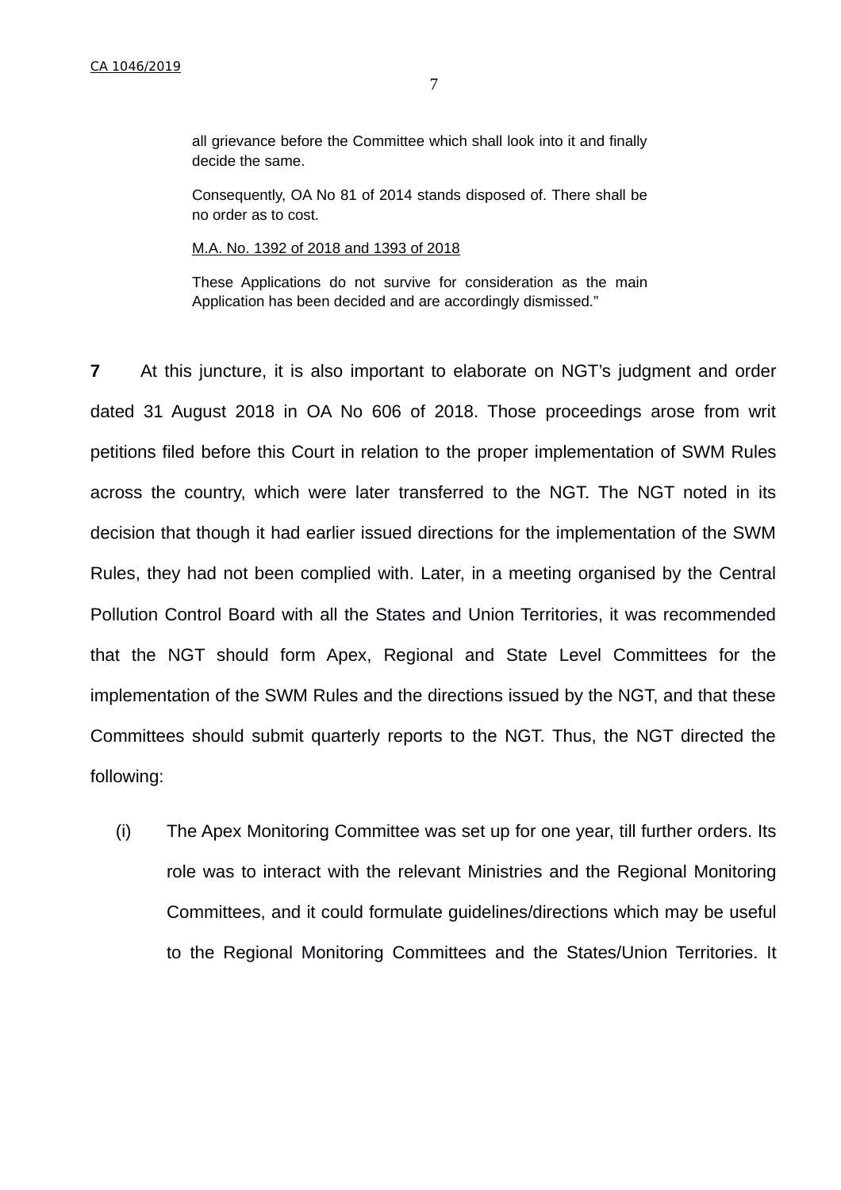> all grievance before the Committee which shall look into it and finally decide the same.
>
> Consequently, OA No 81 of 2014 stands disposed of. There shall be no order as to cost.
>
> M.A. No. 1392 of 2018 and 1393 of 2018
>
> These Applications do not survive for consideration as the main Application has been decided and are accordingly dismissed."

**7** At this juncture, it is also important to elaborate on NGT's judgment and order dated 31 August 2018 in OA No 606 of 2018. Those proceedings arose from writ petitions filed before this Court in relation to the proper implementation of SWM Rules across the country, which were later transferred to the NGT. The NGT noted in its decision that though it had earlier issued directions for the implementation of the SWM Rules, they had not been complied with. Later, in a meeting organised by the Central Pollution Control Board with all the States and Union Territories, it was recommended that the NGT should form Apex, Regional and State Level Committees for the implementation of the SWM Rules and the directions issued by the NGT, and that these Committees should submit quarterly reports to the NGT. Thus, the NGT directed the following:

(i) The Apex Monitoring Committee was set up for one year, till further orders. Its role was to interact with the relevant Ministries and the Regional Monitoring Committees, and it could formulate guidelines/directions which may be useful to the Regional Monitoring Committees and the States/Union Territories. It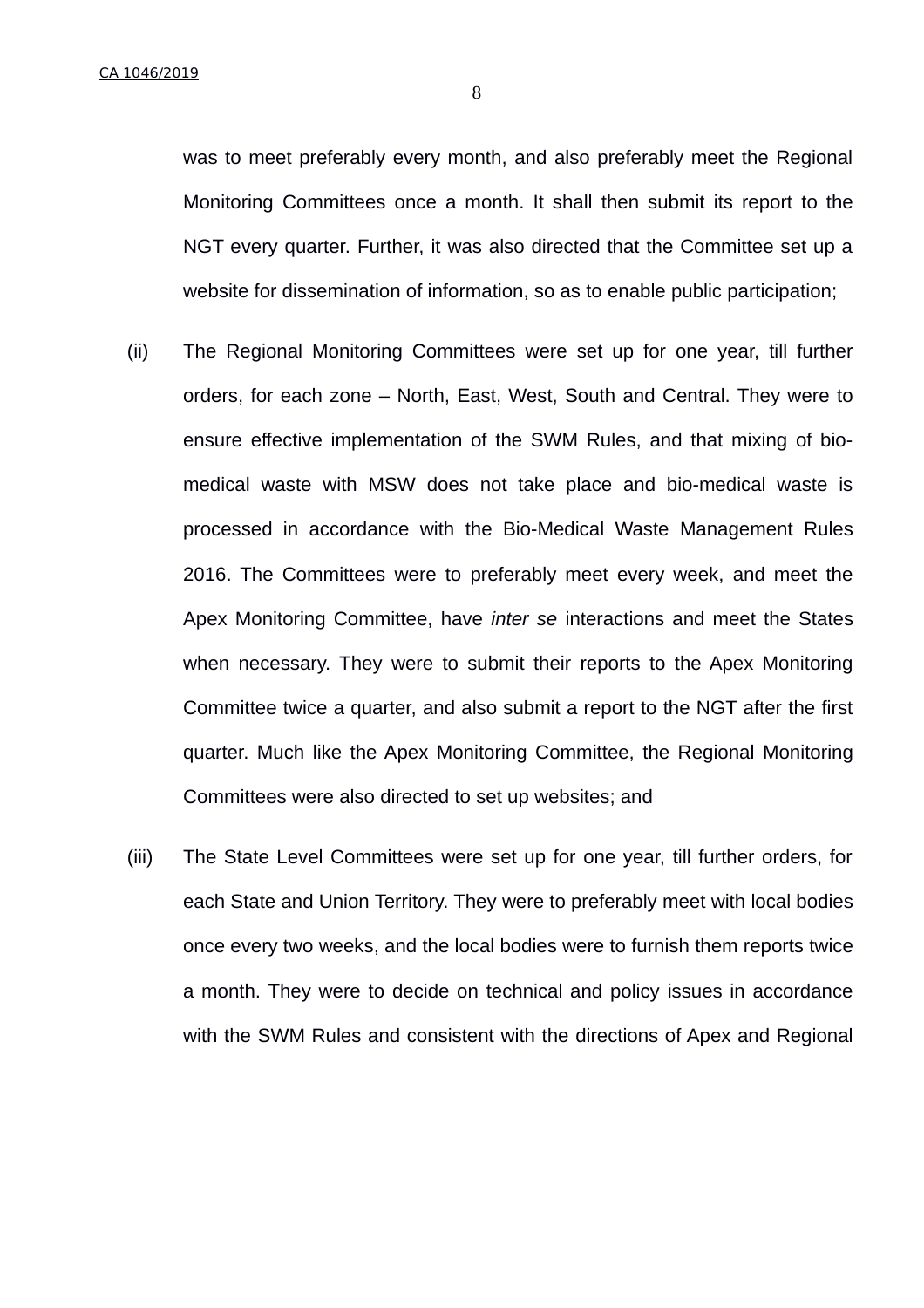was to meet preferably every month, and also preferably meet the Regional Monitoring Committees once a month. It shall then submit its report to the NGT every quarter. Further, it was also directed that the Committee set up a website for dissemination of information, so as to enable public participation;

(ii) The Regional Monitoring Committees were set up for one year, till further orders, for each zone – North, East, West, South and Central. They were to ensure effective implementation of the SWM Rules, and that mixing of bio-medical waste with MSW does not take place and bio-medical waste is processed in accordance with the Bio-Medical Waste Management Rules 2016. The Committees were to preferably meet every week, and meet the Apex Monitoring Committee, have *inter se* interactions and meet the States when necessary. They were to submit their reports to the Apex Monitoring Committee twice a quarter, and also submit a report to the NGT after the first quarter. Much like the Apex Monitoring Committee, the Regional Monitoring Committees were also directed to set up websites; and

(iii) The State Level Committees were set up for one year, till further orders, for each State and Union Territory. They were to preferably meet with local bodies once every two weeks, and the local bodies were to furnish them reports twice a month. They were to decide on technical and policy issues in accordance with the SWM Rules and consistent with the directions of Apex and Regional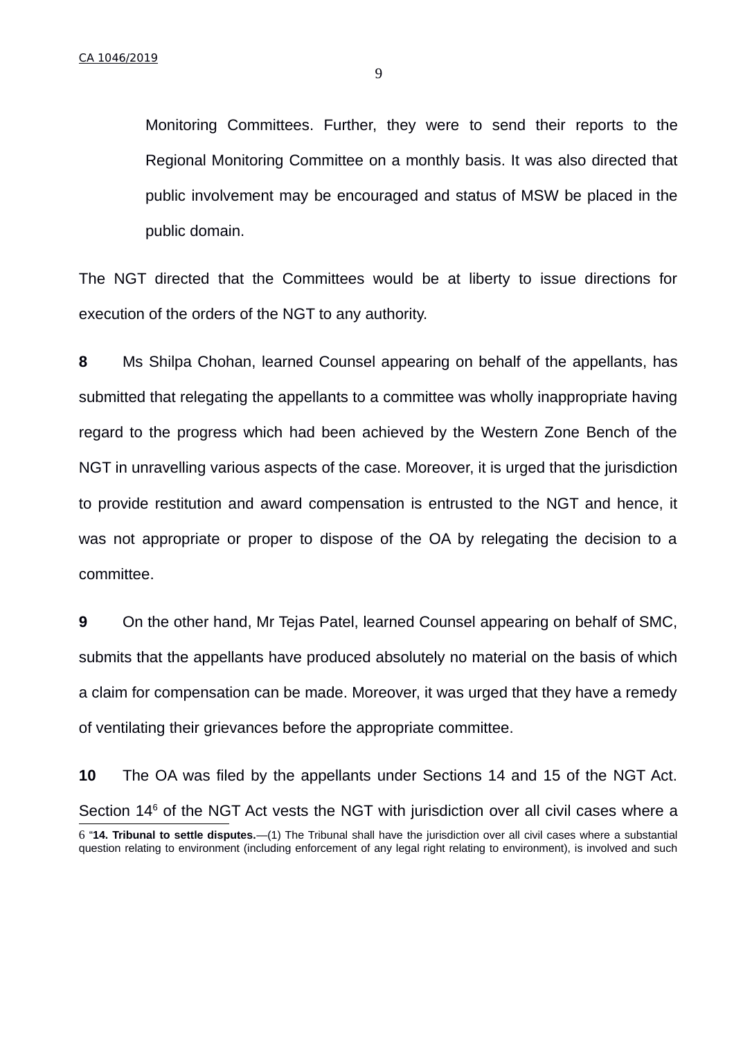Monitoring Committees. Further, they were to send their reports to the Regional Monitoring Committee on a monthly basis. It was also directed that public involvement may be encouraged and status of MSW be placed in the public domain.

The NGT directed that the Committees would be at liberty to issue directions for execution of the orders of the NGT to any authority.

**8** Ms Shilpa Chohan, learned Counsel appearing on behalf of the appellants, has submitted that relegating the appellants to a committee was wholly inappropriate having regard to the progress which had been achieved by the Western Zone Bench of the NGT in unravelling various aspects of the case. Moreover, it is urged that the jurisdiction to provide restitution and award compensation is entrusted to the NGT and hence, it was not appropriate or proper to dispose of the OA by relegating the decision to a committee.

**9** On the other hand, Mr Tejas Patel, learned Counsel appearing on behalf of SMC, submits that the appellants have produced absolutely no material on the basis of which a claim for compensation can be made. Moreover, it was urged that they have a remedy of ventilating their grievances before the appropriate committee.

**10** The OA was filed by the appellants under Sections 14 and 15 of the NGT Act. Section 14[6] of the NGT Act vests the NGT with jurisdiction over all civil cases where a

---

6 "**14. Tribunal to settle disputes.**—(1) The Tribunal shall have the jurisdiction over all civil cases where a substantial question relating to environment (including enforcement of any legal right relating to environment), is involved and such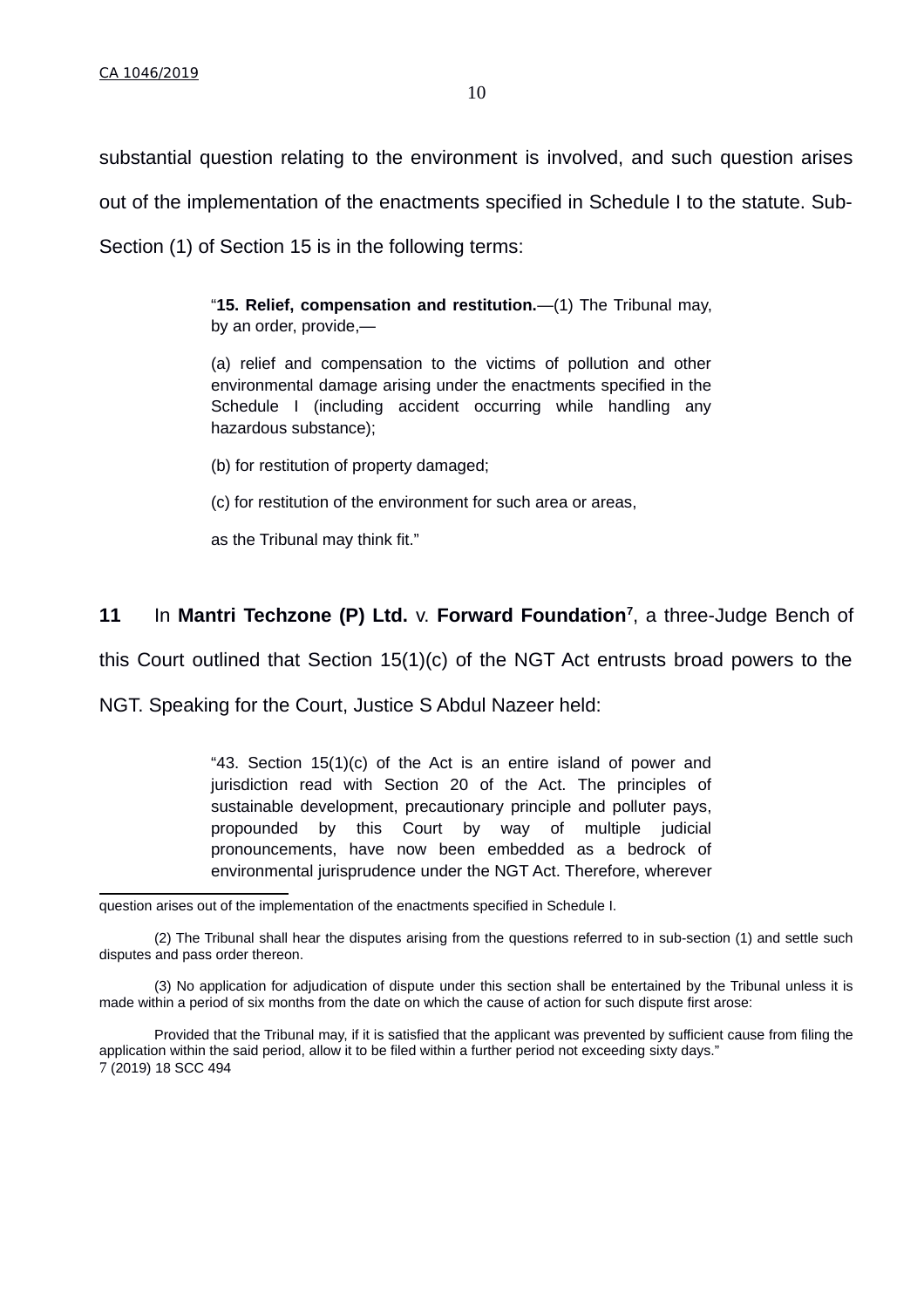substantial question relating to the environment is involved, and such question arises out of the implementation of the enactments specified in Schedule I to the statute. Sub-Section (1) of Section 15 is in the following terms:

> "**15. Relief, compensation and restitution.**—(1) The Tribunal may, by an order, provide,—
>
> (a) relief and compensation to the victims of pollution and other environmental damage arising under the enactments specified in the Schedule I (including accident occurring while handling any hazardous substance);
>
> (b) for restitution of property damaged;
>
> (c) for restitution of the environment for such area or areas,
>
> as the Tribunal may think fit."

**11** In **Mantri Techzone (P) Ltd.** v. **Forward Foundation**[7], a three-Judge Bench of this Court outlined that Section 15(1)(c) of the NGT Act entrusts broad powers to the NGT. Speaking for the Court, Justice S Abdul Nazeer held:

> "43. Section 15(1)(c) of the Act is an entire island of power and jurisdiction read with Section 20 of the Act. The principles of sustainable development, precautionary principle and polluter pays, propounded by this Court by way of multiple judicial pronouncements, have now been embedded as a bedrock of environmental jurisprudence under the NGT Act. Therefore, wherever

---

question arises out of the implementation of the enactments specified in Schedule I.

(2) The Tribunal shall hear the disputes arising from the questions referred to in sub-section (1) and settle such disputes and pass order thereon.

(3) No application for adjudication of dispute under this section shall be entertained by the Tribunal unless it is made within a period of six months from the date on which the cause of action for such dispute first arose:

Provided that the Tribunal may, if it is satisfied that the applicant was prevented by sufficient cause from filing the application within the said period, allow it to be filed within a further period not exceeding sixty days."

7 (2019) 18 SCC 494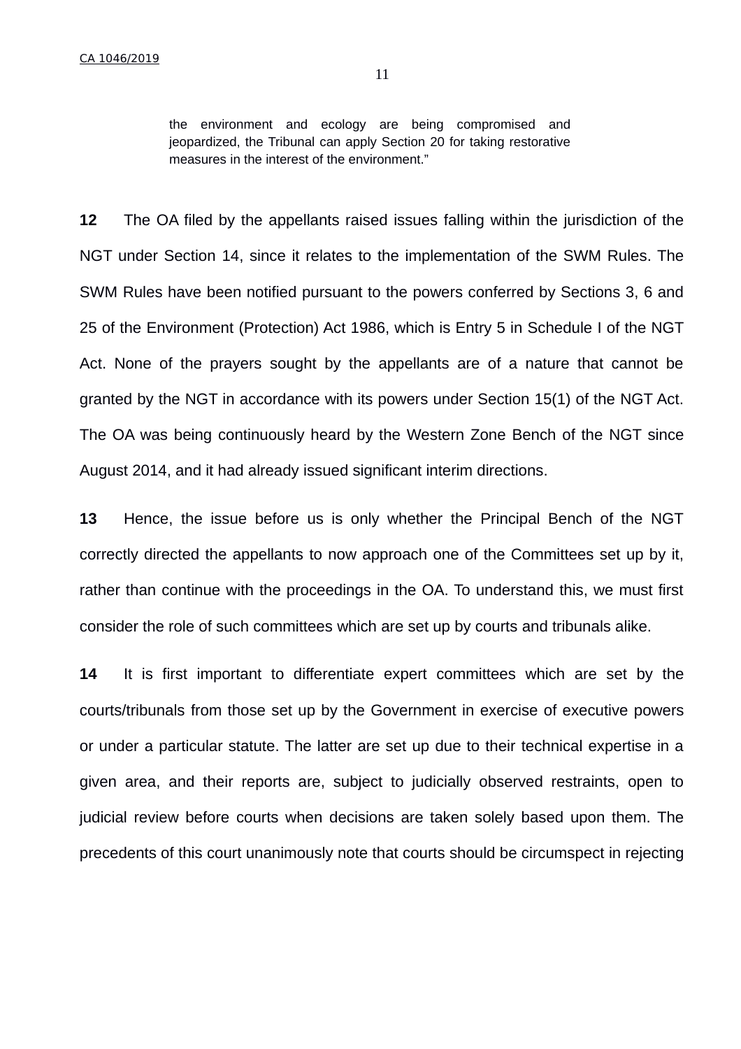> the environment and ecology are being compromised and jeopardized, the Tribunal can apply Section 20 for taking restorative measures in the interest of the environment."

**12** The OA filed by the appellants raised issues falling within the jurisdiction of the NGT under Section 14, since it relates to the implementation of the SWM Rules. The SWM Rules have been notified pursuant to the powers conferred by Sections 3, 6 and 25 of the Environment (Protection) Act 1986, which is Entry 5 in Schedule I of the NGT Act. None of the prayers sought by the appellants are of a nature that cannot be granted by the NGT in accordance with its powers under Section 15(1) of the NGT Act. The OA was being continuously heard by the Western Zone Bench of the NGT since August 2014, and it had already issued significant interim directions.

**13** Hence, the issue before us is only whether the Principal Bench of the NGT correctly directed the appellants to now approach one of the Committees set up by it, rather than continue with the proceedings in the OA. To understand this, we must first consider the role of such committees which are set up by courts and tribunals alike.

**14** It is first important to differentiate expert committees which are set by the courts/tribunals from those set up by the Government in exercise of executive powers or under a particular statute. The latter are set up due to their technical expertise in a given area, and their reports are, subject to judicially observed restraints, open to judicial review before courts when decisions are taken solely based upon them. The precedents of this court unanimously note that courts should be circumspect in rejecting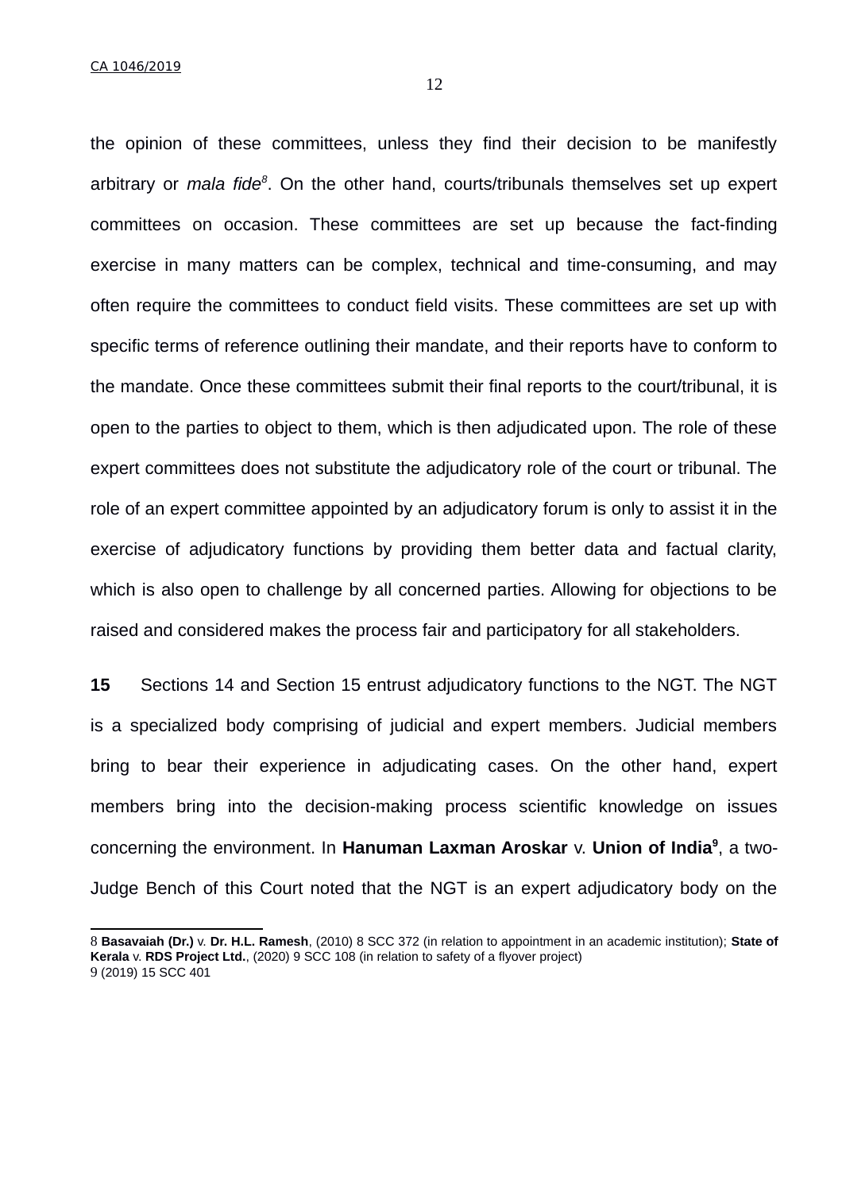the opinion of these committees, unless they find their decision to be manifestly arbitrary or *mala fide*[8]. On the other hand, courts/tribunals themselves set up expert committees on occasion. These committees are set up because the fact-finding exercise in many matters can be complex, technical and time-consuming, and may often require the committees to conduct field visits. These committees are set up with specific terms of reference outlining their mandate, and their reports have to conform to the mandate. Once these committees submit their final reports to the court/tribunal, it is open to the parties to object to them, which is then adjudicated upon. The role of these expert committees does not substitute the adjudicatory role of the court or tribunal. The role of an expert committee appointed by an adjudicatory forum is only to assist it in the exercise of adjudicatory functions by providing them better data and factual clarity, which is also open to challenge by all concerned parties. Allowing for objections to be raised and considered makes the process fair and participatory for all stakeholders.

**15** Sections 14 and Section 15 entrust adjudicatory functions to the NGT. The NGT is a specialized body comprising of judicial and expert members. Judicial members bring to bear their experience in adjudicating cases. On the other hand, expert members bring into the decision-making process scientific knowledge on issues concerning the environment. In **Hanuman Laxman Aroskar** v. **Union of India**[9], a two-Judge Bench of this Court noted that the NGT is an expert adjudicatory body on the

---

8 **Basavaiah (Dr.)** v. **Dr. H.L. Ramesh**, (2010) 8 SCC 372 (in relation to appointment in an academic institution); **State of Kerala** v. **RDS Project Ltd.**, (2020) 9 SCC 108 (in relation to safety of a flyover project)

9 (2019) 15 SCC 401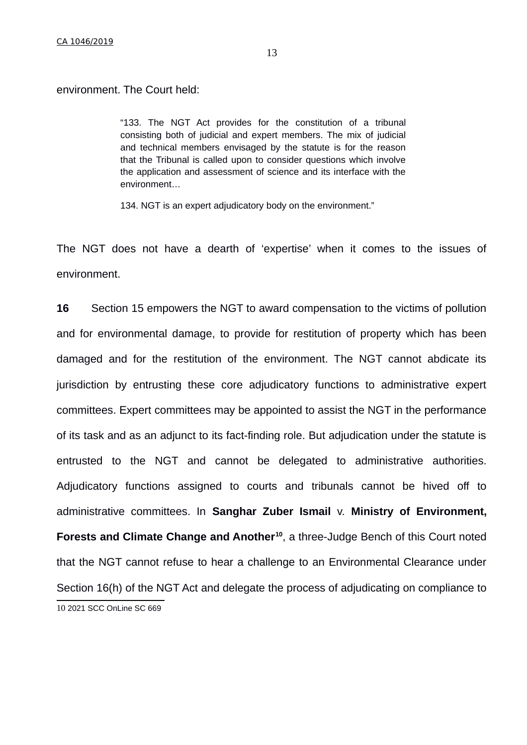environment. The Court held:

> "133. The NGT Act provides for the constitution of a tribunal consisting both of judicial and expert members. The mix of judicial and technical members envisaged by the statute is for the reason that the Tribunal is called upon to consider questions which involve the application and assessment of science and its interface with the environment…
>
> 134. NGT is an expert adjudicatory body on the environment."

The NGT does not have a dearth of 'expertise' when it comes to the issues of environment.

**16** Section 15 empowers the NGT to award compensation to the victims of pollution and for environmental damage, to provide for restitution of property which has been damaged and for the restitution of the environment. The NGT cannot abdicate its jurisdiction by entrusting these core adjudicatory functions to administrative expert committees. Expert committees may be appointed to assist the NGT in the performance of its task and as an adjunct to its fact-finding role. But adjudication under the statute is entrusted to the NGT and cannot be delegated to administrative authorities. Adjudicatory functions assigned to courts and tribunals cannot be hived off to administrative committees. In **Sanghar Zuber Ismail** v. **Ministry of Environment, Forests and Climate Change and Another**[10], a three-Judge Bench of this Court noted that the NGT cannot refuse to hear a challenge to an Environmental Clearance under Section 16(h) of the NGT Act and delegate the process of adjudicating on compliance to

---

10 2021 SCC OnLine SC 669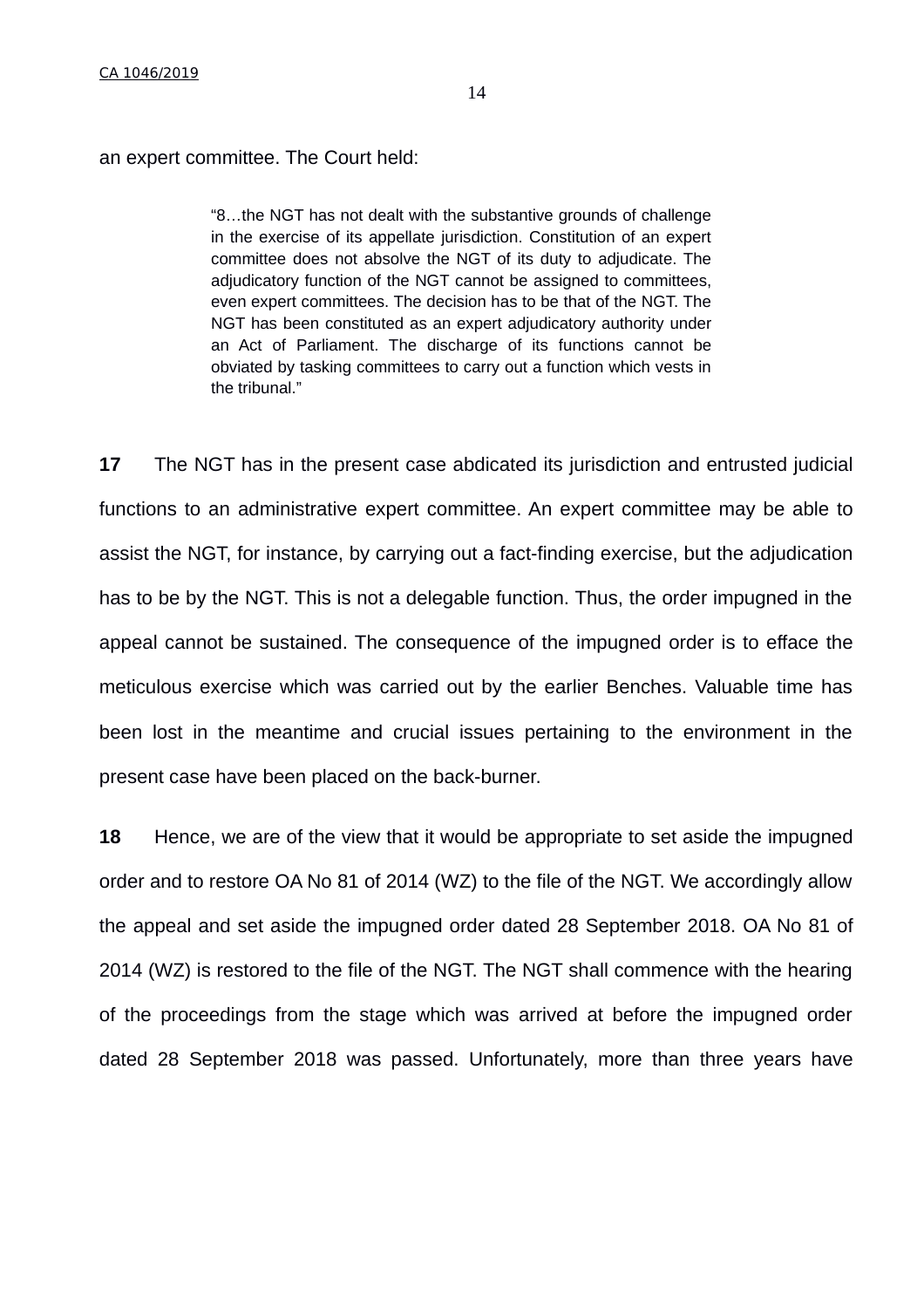an expert committee. The Court held:

> "8…the NGT has not dealt with the substantive grounds of challenge in the exercise of its appellate jurisdiction. Constitution of an expert committee does not absolve the NGT of its duty to adjudicate. The adjudicatory function of the NGT cannot be assigned to committees, even expert committees. The decision has to be that of the NGT. The NGT has been constituted as an expert adjudicatory authority under an Act of Parliament. The discharge of its functions cannot be obviated by tasking committees to carry out a function which vests in the tribunal."

**17** The NGT has in the present case abdicated its jurisdiction and entrusted judicial functions to an administrative expert committee. An expert committee may be able to assist the NGT, for instance, by carrying out a fact-finding exercise, but the adjudication has to be by the NGT. This is not a delegable function. Thus, the order impugned in the appeal cannot be sustained. The consequence of the impugned order is to efface the meticulous exercise which was carried out by the earlier Benches. Valuable time has been lost in the meantime and crucial issues pertaining to the environment in the present case have been placed on the back-burner.

**18** Hence, we are of the view that it would be appropriate to set aside the impugned order and to restore OA No 81 of 2014 (WZ) to the file of the NGT. We accordingly allow the appeal and set aside the impugned order dated 28 September 2018. OA No 81 of 2014 (WZ) is restored to the file of the NGT. The NGT shall commence with the hearing of the proceedings from the stage which was arrived at before the impugned order dated 28 September 2018 was passed. Unfortunately, more than three years have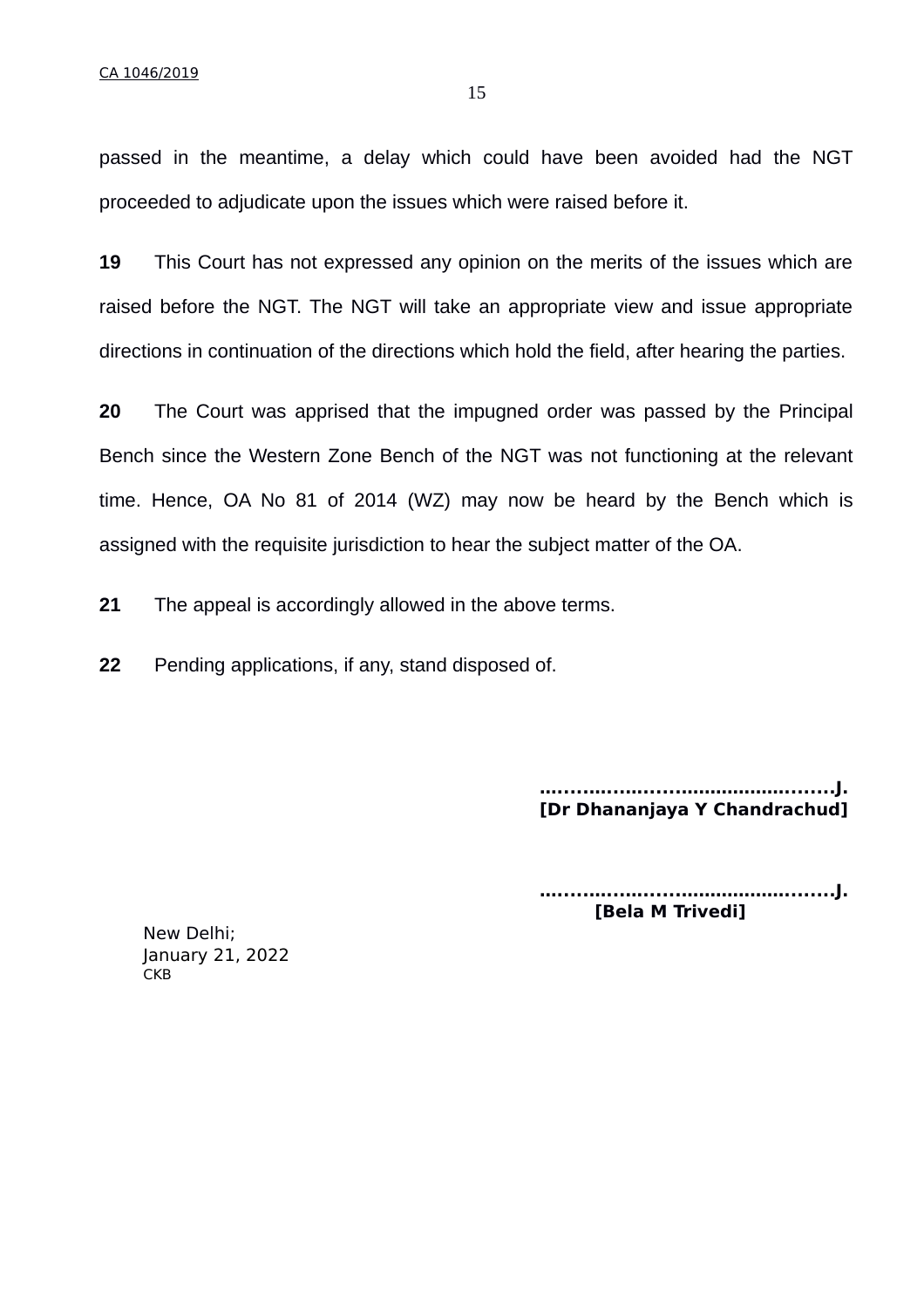passed in the meantime, a delay which could have been avoided had the NGT proceeded to adjudicate upon the issues which were raised before it.

**19** This Court has not expressed any opinion on the merits of the issues which are raised before the NGT. The NGT will take an appropriate view and issue appropriate directions in continuation of the directions which hold the field, after hearing the parties.

**20** The Court was apprised that the impugned order was passed by the Principal Bench since the Western Zone Bench of the NGT was not functioning at the relevant time. Hence, OA No 81 of 2014 (WZ) may now be heard by the Bench which is assigned with the requisite jurisdiction to hear the subject matter of the OA.

**21** The appeal is accordingly allowed in the above terms.

**22** Pending applications, if any, stand disposed of.

**…………...………...…….......………………..J.**
**[Dr Dhananjaya Y Chandrachud]**

**…………...………...…….......………………..J.**
**[Bela M Trivedi]**

New Delhi;
January 21, 2022
CKB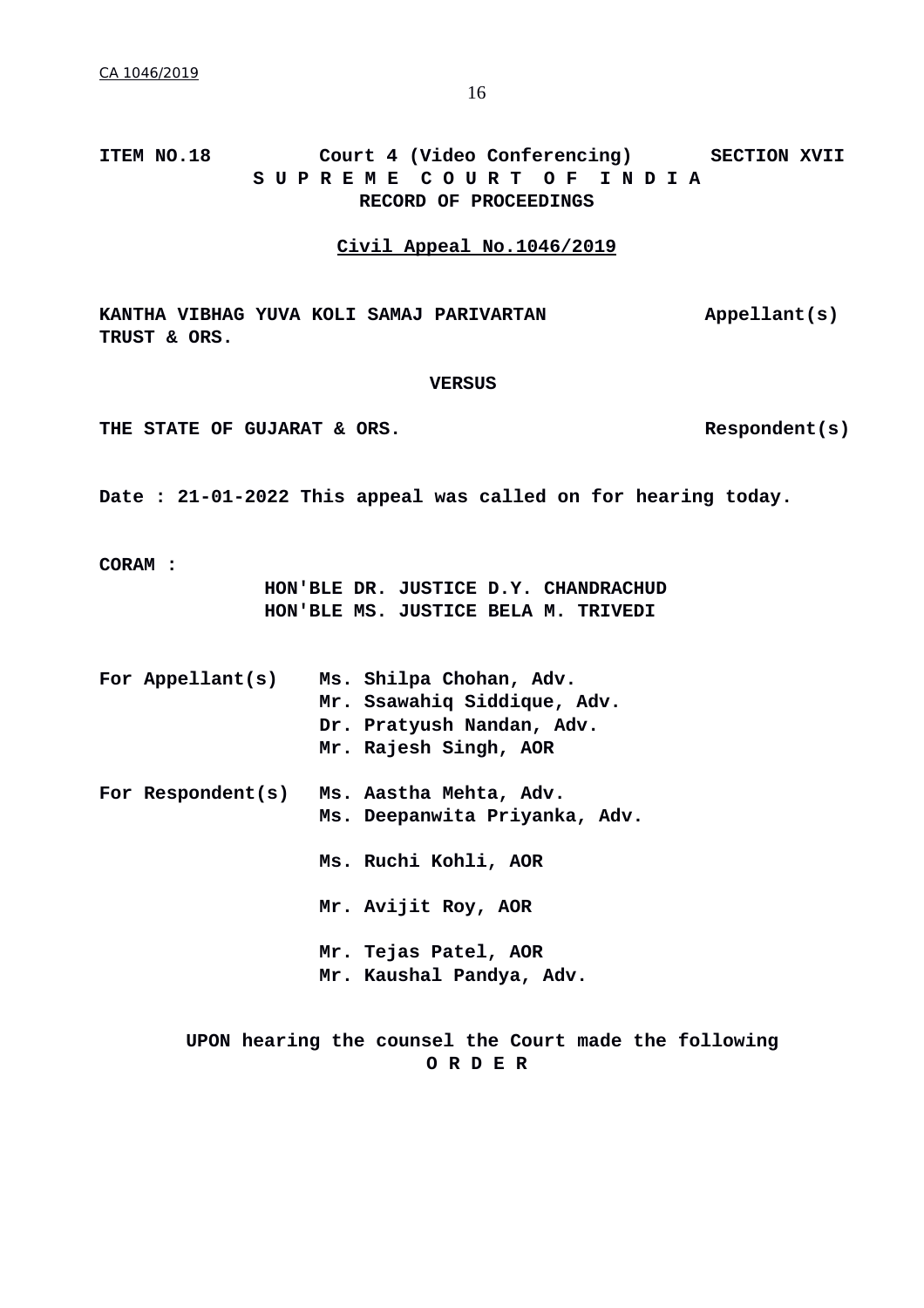**ITEM NO.18 Court 4 (Video Conferencing) SECTION XVII**

**S U P R E M E C O U R T O F I N D I A**

**RECORD OF PROCEEDINGS**

**Civil Appeal No.1046/2019**

**KANTHA VIBHAG YUVA KOLI SAMAJ PARIVARTAN TRUST & ORS.** **Appellant(s)**

**VERSUS**

**THE STATE OF GUJARAT & ORS.** **Respondent(s)**

**Date : 21-01-2022 This appeal was called on for hearing today.**

**CORAM :**

**HON'BLE DR. JUSTICE D.Y. CHANDRACHUD**
**HON'BLE MS. JUSTICE BELA M. TRIVEDI**

**For Appellant(s)** **Ms. Shilpa Chohan, Adv.**
**Mr. Ssawahiq Siddique, Adv.**
**Dr. Pratyush Nandan, Adv.**
**Mr. Rajesh Singh, AOR**

**For Respondent(s)** **Ms. Aastha Mehta, Adv.**
**Ms. Deepanwita Priyanka, Adv.**

**Ms. Ruchi Kohli, AOR**

**Mr. Avijit Roy, AOR**

**Mr. Tejas Patel, AOR**
**Mr. Kaushal Pandya, Adv.**

**UPON hearing the counsel the Court made the following**

**O R D E R**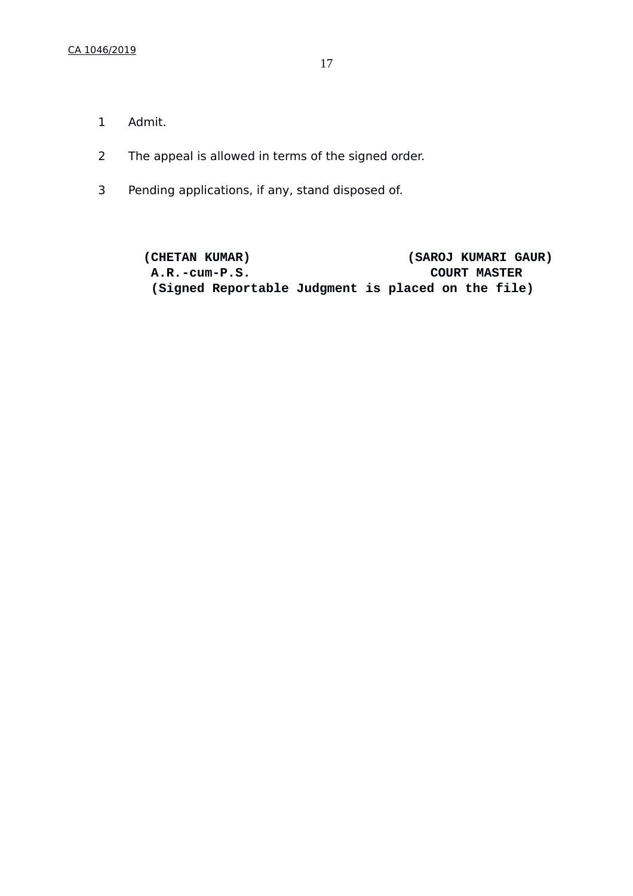1 Admit.

2 The appeal is allowed in terms of the signed order.

3 Pending applications, if any, stand disposed of.

**(CHETAN KUMAR)** **(SAROJ KUMARI GAUR)**
**A.R.-cum-P.S.** **COURT MASTER**
**(Signed Reportable Judgment is placed on the file)**